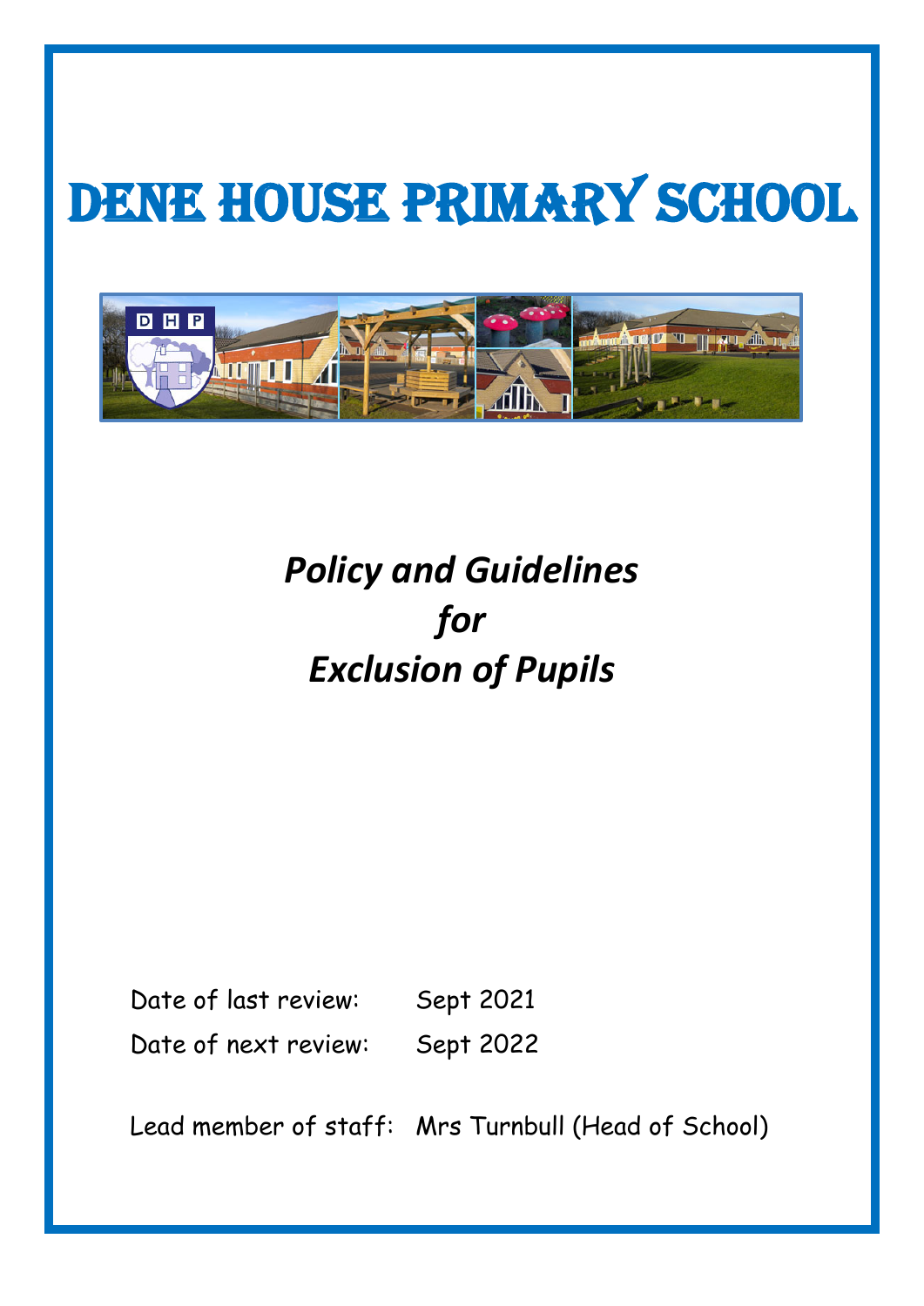# DENE HOUSE PRIMARY SCHOOL

## *Policy and Guidelines for Exclusion of Pupils*

Date of last review: Sept 2021

Date of next review: Sept 2022

Lead member of staff: Mrs Turnbull (Head of School)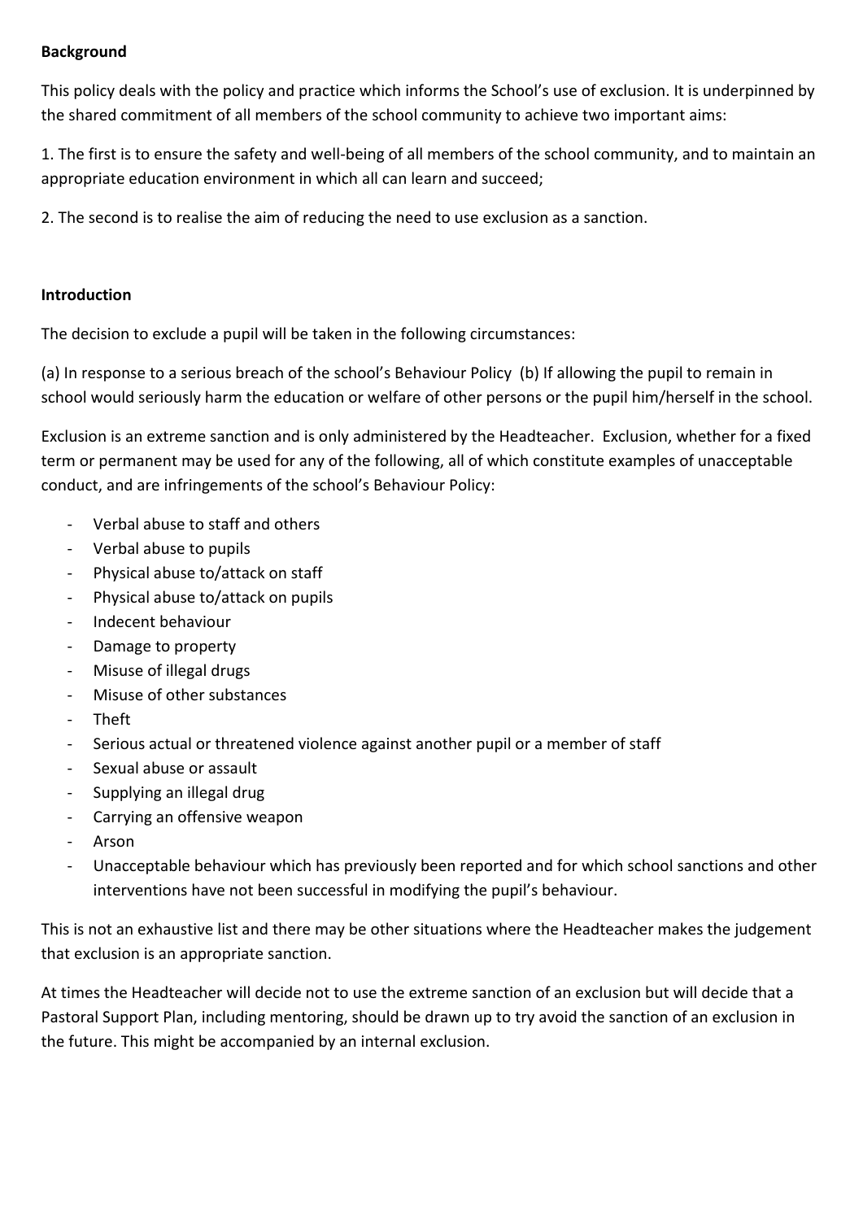**Background**

This policy deals with the policy and practice which informs the School's use of exclusion. It is underpinned by the shared commitment of all members of the school community to achieve two important aims:

1. The first is to ensure the safety and well-being of all members of the school community, and to maintain an appropriate education environment in which all can learn and succeed;

2. The second is to realise the aim of reducing the need to use exclusion as a sanction.

**Introduction**

The decision to exclude a pupil will be taken in the following circumstances:

(a) In response to a serious breach of the school's Behaviour Policy (b) If allowing the pupil to remain in school would seriously harm the education or welfare of other persons or the pupil him/herself in the school.

Exclusion is an extreme sanction and is only administered by the Headteacher. Exclusion, whether for a fixed term or permanent may be used for any of the following, all of which constitute examples of unacceptable conduct, and are infringements of the school's Behaviour Policy:

- Verbal abuse to staff and others
- Verbal abuse to pupils
- Physical abuse to/attack on staff
- Physical abuse to/attack on pupils
- Indecent behaviour
- Damage to property
- Misuse of illegal drugs
- Misuse of other substances
- Theft
- Serious actual or threatened violence against another pupil or a member of staff
- Sexual abuse or assault
- Supplying an illegal drug
- Carrying an offensive weapon
- Arson
- Unacceptable behaviour which has previously been reported and for which school sanctions and other interventions have not been successful in modifying the pupil's behaviour.

This is not an exhaustive list and there may be other situations where the Headteacher makes the judgement that exclusion is an appropriate sanction.

At times the Headteacher will decide not to use the extreme sanction of an exclusion but will decide that a Pastoral Support Plan, including mentoring, should be drawn up to try avoid the sanction of an exclusion in the future. This might be accompanied by an internal exclusion.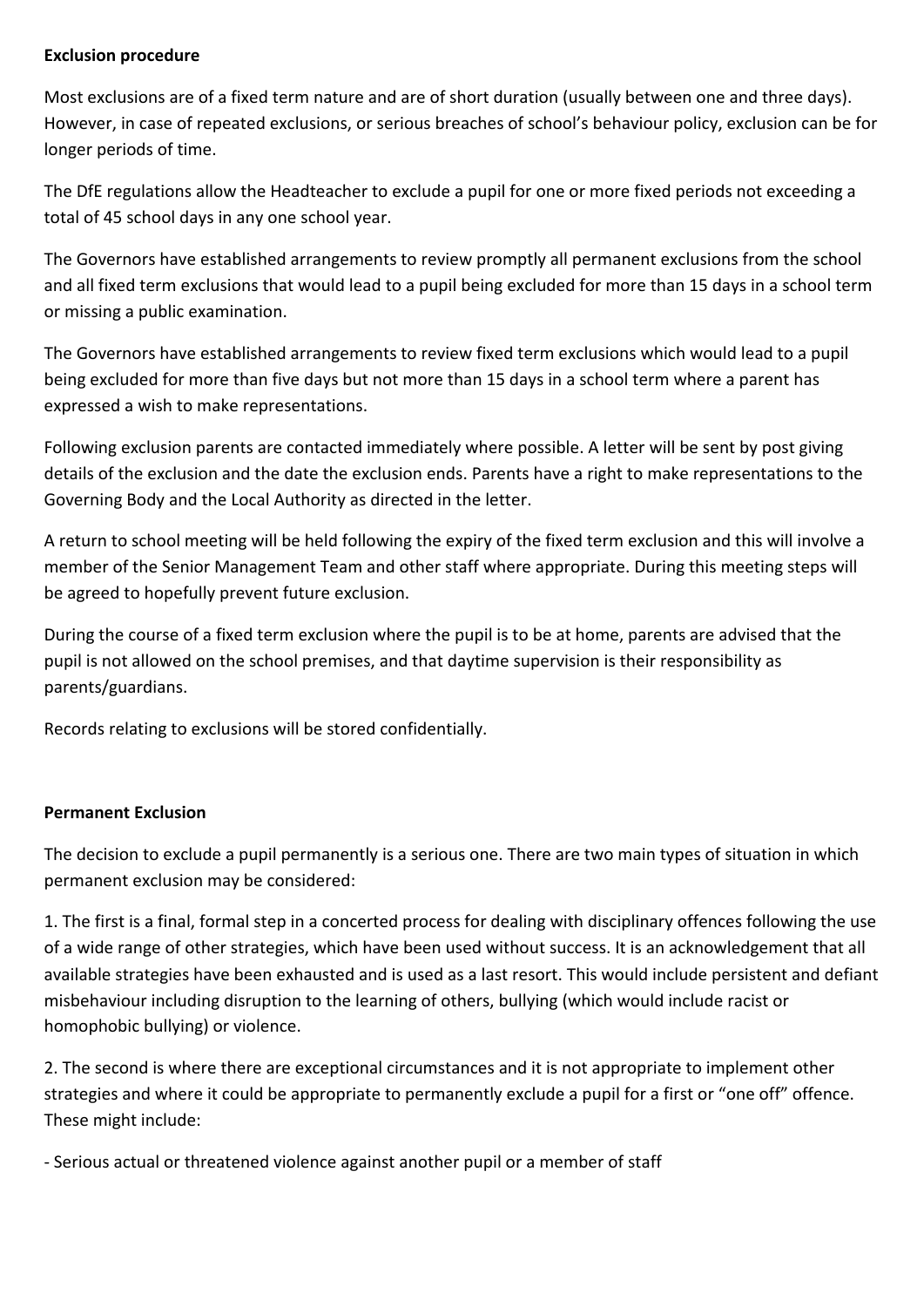**Exclusion procedure**

Most exclusions are of a fixed term nature and are of short duration (usually between one and three days). However, in case of repeated exclusions, or serious breaches of school's behaviour policy, exclusion can be for longer periods of time.

The DfE regulations allow the Headteacher to exclude a pupil for one or more fixed periods not exceeding a total of 45 school days in any one school year.

The Governors have established arrangements to review promptly all permanent exclusions from the school and all fixed term exclusions that would lead to a pupil being excluded for more than 15 days in a school term or missing a public examination.

The Governors have established arrangements to review fixed term exclusions which would lead to a pupil being excluded for more than five days but not more than 15 days in a school term where a parent has expressed a wish to make representations.

Following exclusion parents are contacted immediately where possible. A letter will be sent by post giving details of the exclusion and the date the exclusion ends. Parents have a right to make representations to the Governing Body and the Local Authority as directed in the letter.

A return to school meeting will be held following the expiry of the fixed term exclusion and this will involve a member of the Senior Management Team and other staff where appropriate. During this meeting steps will be agreed to hopefully prevent future exclusion.

During the course of a fixed term exclusion where the pupil is to be at home, parents are advised that the pupil is not allowed on the school premises, and that daytime supervision is their responsibility as parents/guardians.

Records relating to exclusions will be stored confidentially.

**Permanent Exclusion**

The decision to exclude a pupil permanently is a serious one. There are two main types of situation in which permanent exclusion may be considered:

1. The first is a final, formal step in a concerted process for dealing with disciplinary offences following the use of a wide range of other strategies, which have been used without success. It is an acknowledgement that all available strategies have been exhausted and is used as a last resort. This would include persistent and defiant misbehaviour including disruption to the learning of others, bullying (which would include racist or homophobic bullying) or violence.

2. The second is where there are exceptional circumstances and it is not appropriate to implement other strategies and where it could be appropriate to permanently exclude a pupil for a first or "one off" offence. These might include:

- Serious actual or threatened violence against another pupil or a member of staff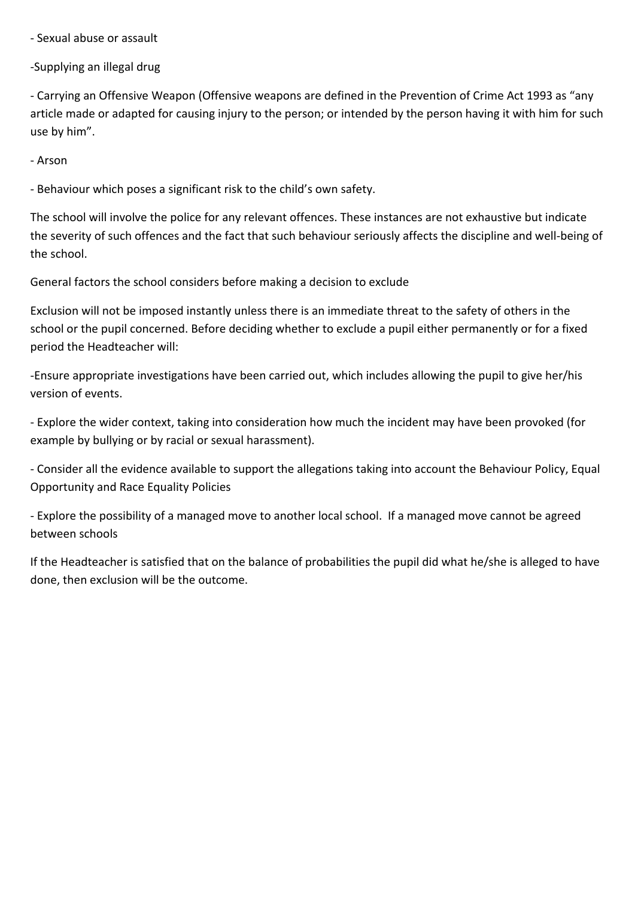- Sexual abuse or assault

-Supplying an illegal drug

- Carrying an Offensive Weapon (Offensive weapons are defined in the Prevention of Crime Act 1993 as "any article made or adapted for causing injury to the person; or intended by the person having it with him for such use by him".

- Arson

- Behaviour which poses a significant risk to the child's own safety.

The school will involve the police for any relevant offences. These instances are not exhaustive but indicate the severity of such offences and the fact that such behaviour seriously affects the discipline and well-being of the school.

General factors the school considers before making a decision to exclude

Exclusion will not be imposed instantly unless there is an immediate threat to the safety of others in the school or the pupil concerned. Before deciding whether to exclude a pupil either permanently or for a fixed period the Headteacher will:

-Ensure appropriate investigations have been carried out, which includes allowing the pupil to give her/his version of events.

- Explore the wider context, taking into consideration how much the incident may have been provoked (for example by bullying or by racial or sexual harassment).

- Consider all the evidence available to support the allegations taking into account the Behaviour Policy, Equal Opportunity and Race Equality Policies

- Explore the possibility of a managed move to another local school. If a managed move cannot be agreed between schools

If the Headteacher is satisfied that on the balance of probabilities the pupil did what he/she is alleged to have done, then exclusion will be the outcome.